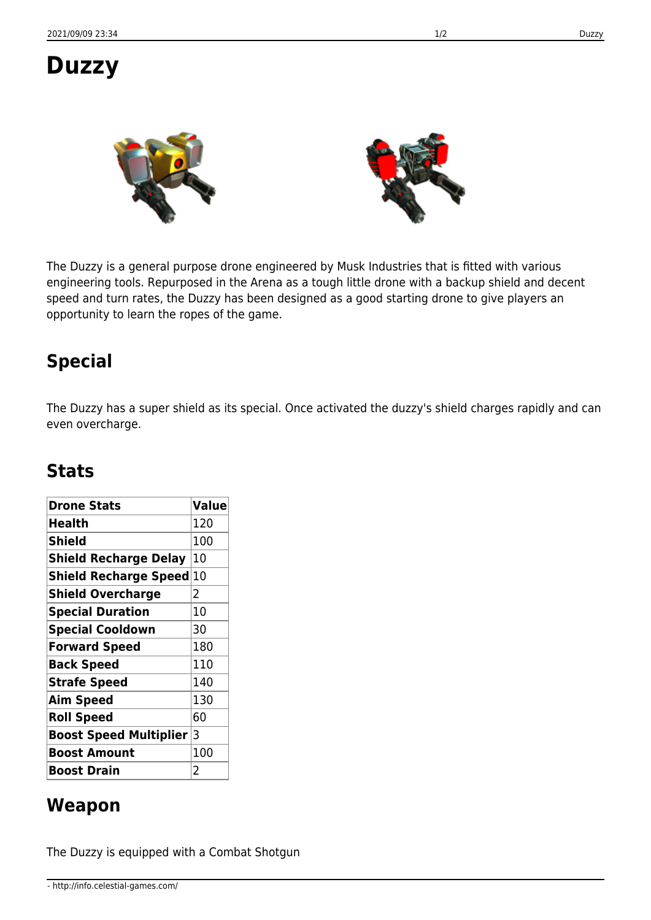# Duzzy

The Duzzy is a general purpose drone engineered by Musk Industries that is fitted with various engineering tools. Repurposed in the Arena as a tough little drone with a backup shield and decent speed and turn rates, the Duzzy has been designed as a good starting drone to give players an opportunity to learn the ropes of the game.

## Special

The Duzzy has a super shield as its special. Once activated the duzzy's shield charges rapidly and can even overcharge.

## Stats

| **Drone Stats** | **Value** |
|---|---|
| **Health** | 120 |
| **Shield** | 100 |
| **Shield Recharge Delay** | 10 |
| **Shield Recharge Speed** | 10 |
| **Shield Overcharge** | 2 |
| **Special Duration** | 10 |
| **Special Cooldown** | 30 |
| **Forward Speed** | 180 |
| **Back Speed** | 110 |
| **Strafe Speed** | 140 |
| **Aim Speed** | 130 |
| **Roll Speed** | 60 |
| **Boost Speed Multiplier** | 3 |
| **Boost Amount** | 100 |
| **Boost Drain** | 2 |

## Weapon

The Duzzy is equipped with a Combat Shotgun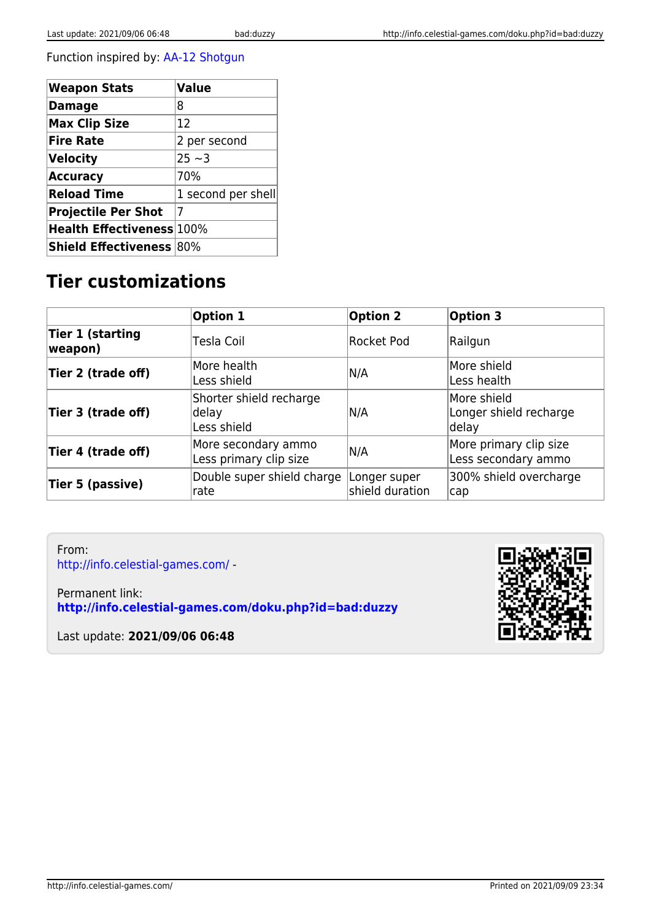Function inspired by: AA-12 Shotgun

| Weapon Stats | Value |
|---|---|
| Damage | 8 |
| Max Clip Size | 12 |
| Fire Rate | 2 per second |
| Velocity | 25 ~3 |
| Accuracy | 70% |
| Reload Time | 1 second per shell |
| Projectile Per Shot | 7 |
| Health Effectiveness | 100% |
| Shield Effectiveness | 80% |

## Tier customizations

| | Option 1 | Option 2 | Option 3 |
|---|---|---|---|
| **Tier 1 (starting weapon)** | Tesla Coil | Rocket Pod | Railgun |
| **Tier 2 (trade off)** | More health<br>Less shield | N/A | More shield<br>Less health |
| **Tier 3 (trade off)** | Shorter shield recharge delay<br>Less shield | N/A | More shield<br>Longer shield recharge delay |
| **Tier 4 (trade off)** | More secondary ammo<br>Less primary clip size | N/A | More primary clip size<br>Less secondary ammo |
| **Tier 5 (passive)** | Double super shield charge rate | Longer super shield duration | 300% shield overcharge cap |

From:
http://info.celestial-games.com/ -

Permanent link:
**http://info.celestial-games.com/doku.php?id=bad:duzzy**

Last update: **2021/09/06 06:48**